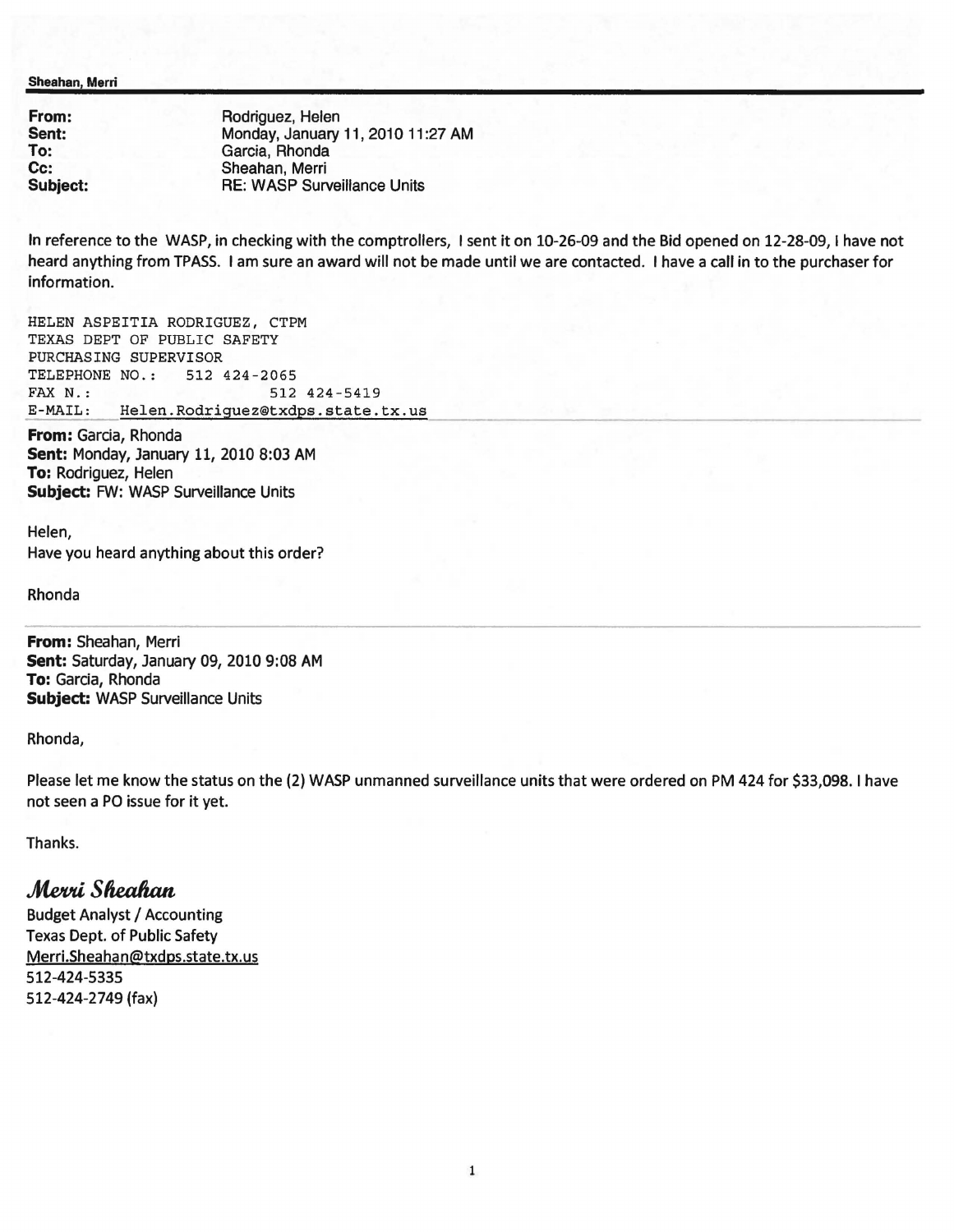**Sheahan, Merri**

| | |
|---|---|
| **From:** | Rodriguez, Helen |
| **Sent:** | Monday, January 11, 2010 11:27 AM |
| **To:** | Garcia, Rhonda |
| **Cc:** | Sheahan, Merri |
| **Subject:** | RE: WASP Surveillance Units |

In reference to the WASP, in checking with the comptrollers, I sent it on 10-26-09 and the Bid opened on 12-28-09, I have not heard anything from TPASS. I am sure an award will not be made until we are contacted. I have a call in to the purchaser for information.

```
HELEN ASPEITIA RODRIGUEZ, CTPM
TEXAS DEPT OF PUBLIC SAFETY
PURCHASING SUPERVISOR
TELEPHONE NO.:   512 424-2065
FAX N.:                  512 424-5419
E-MAIL:   Helen.Rodriguez@txdps.state.tx.us
```

---

**From:** Garcia, Rhonda
**Sent:** Monday, January 11, 2010 8:03 AM
**To:** Rodriguez, Helen
**Subject:** FW: WASP Surveillance Units

Helen,
Have you heard anything about this order?

Rhonda

---

**From:** Sheahan, Merri
**Sent:** Saturday, January 09, 2010 9:08 AM
**To:** Garcia, Rhonda
**Subject:** WASP Surveillance Units

Rhonda,

Please let me know the status on the (2) WASP unmanned surveillance units that were ordered on PM 424 for $33,098. I have not seen a PO issue for it yet.

Thanks.

***Merri Sheahan***
Budget Analyst / Accounting
Texas Dept. of Public Safety
Merri.Sheahan@txdps.state.tx.us
512-424-5335
512-424-2749 (fax)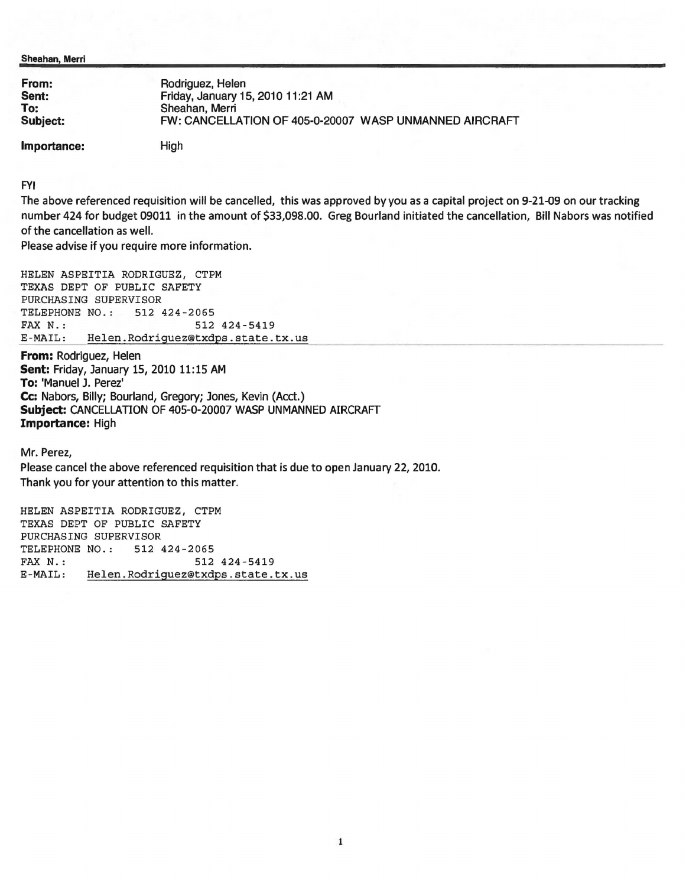**Sheahan, Merri**

| | |
|---|---|
| **From:** | Rodriguez, Helen |
| **Sent:** | Friday, January 15, 2010 11:21 AM |
| **To:** | Sheahan, Merri |
| **Subject:** | FW: CANCELLATION OF 405-0-20007 WASP UNMANNED AIRCRAFT |
| **Importance:** | High |

FYI

The above referenced requisition will be cancelled, this was approved by you as a capital project on 9-21-09 on our tracking number 424 for budget 09011 in the amount of $33,098.00. Greg Bourland initiated the cancellation, Bill Nabors was notified of the cancellation as well.

Please advise if you require more information.

```
HELEN ASPEITIA RODRIGUEZ, CTPM
TEXAS DEPT OF PUBLIC SAFETY
PURCHASING SUPERVISOR
TELEPHONE NO.:   512 424-2065
FAX N.:                   512 424-5419
E-MAIL:    Helen.Rodriguez@txdps.state.tx.us
```

---

**From:** Rodriguez, Helen
**Sent:** Friday, January 15, 2010 11:15 AM
**To:** 'Manuel J. Perez'
**Cc:** Nabors, Billy; Bourland, Gregory; Jones, Kevin (Acct.)
**Subject:** CANCELLATION OF 405-0-20007 WASP UNMANNED AIRCRAFT
**Importance:** High

Mr. Perez,

Please cancel the above referenced requisition that is due to open January 22, 2010.
Thank you for your attention to this matter.

```
HELEN ASPEITIA RODRIGUEZ, CTPM
TEXAS DEPT OF PUBLIC SAFETY
PURCHASING SUPERVISOR
TELEPHONE NO.:   512 424-2065
FAX N.:                   512 424-5419
E-MAIL:    Helen.Rodriguez@txdps.state.tx.us
```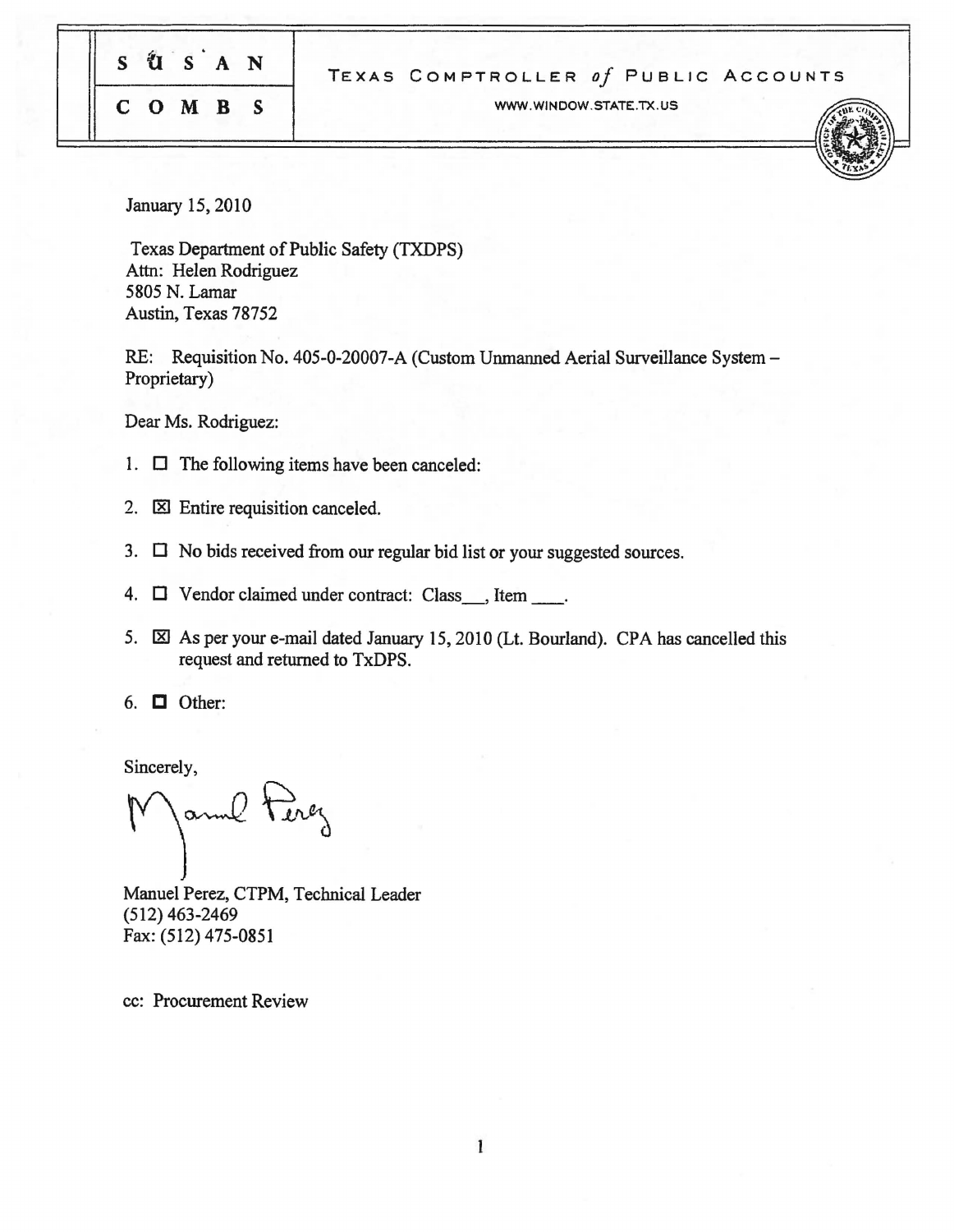SUSAN COMBS

TEXAS COMPTROLLER *of* PUBLIC ACCOUNTS

WWW.WINDOW.STATE.TX.US

January 15, 2010

Texas Department of Public Safety (TXDPS)
Attn: Helen Rodriguez
5805 N. Lamar
Austin, Texas 78752

RE: Requisition No. 405-0-20007-A (Custom Unmanned Aerial Surveillance System – Proprietary)

Dear Ms. Rodriguez:

1. ☐ The following items have been canceled:

2. ☒ Entire requisition canceled.

3. ☐ No bids received from our regular bid list or your suggested sources.

4. ☐ Vendor claimed under contract: Class___, Item ____.

5. ☒ As per your e-mail dated January 15, 2010 (Lt. Bourland). CPA has cancelled this request and returned to TxDPS.

6. ☐ Other:

Sincerely,

Manuel Perez

Manuel Perez, CTPM, Technical Leader
(512) 463-2469
Fax: (512) 475-0851

cc: Procurement Review